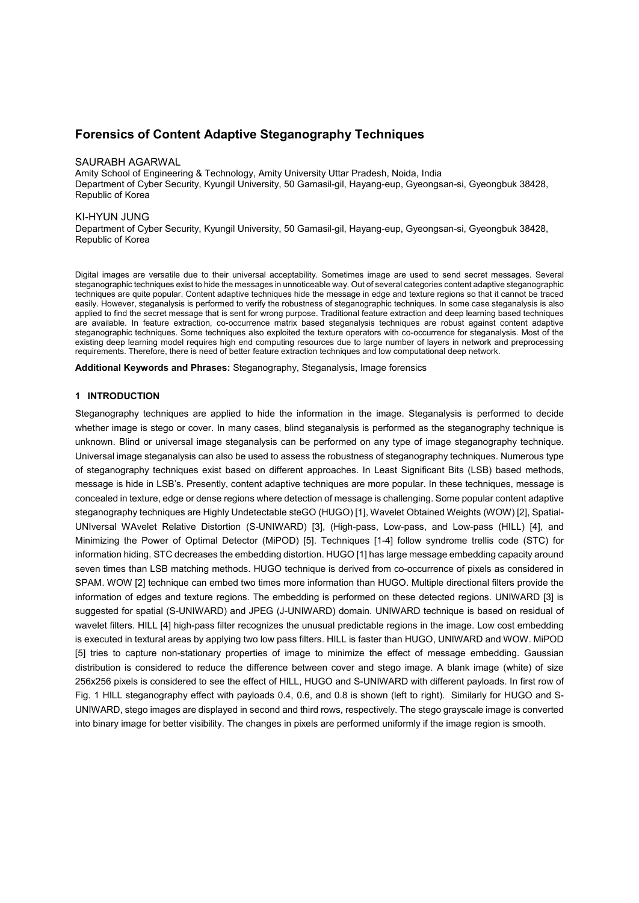# Forensics of Content Adaptive Steganography Techniques

SAURABH AGARWAL

Amity School of Engineering & Technology, Amity University Uttar Pradesh, Noida, India

Department of Cyber Security, Kyungil University, 50 Gamasil-gil, Hayang-eup, Gyeongsan-si, Gyeongbuk 38428, Republic of Korea

KI-HYUN JUNG

Department of Cyber Security, Kyungil University, 50 Gamasil-gil, Hayang-eup, Gyeongsan-si, Gyeongbuk 38428, Republic of Korea

Digital images are versatile due to their universal acceptability. Sometimes image are used to send secret messages. Several steganographic techniques exist to hide the messages in unnoticeable way. Out of several categories content adaptive steganographic techniques are quite popular. Content adaptive techniques hide the message in edge and texture regions so that it cannot be traced easily. However, steganalysis is performed to verify the robustness of steganographic techniques. In some case steganalysis is also applied to find the secret message that is sent for wrong purpose. Traditional feature extraction and deep learning based techniques are available. In feature extraction, co-occurrence matrix based steganalysis techniques are robust against content adaptive steganographic techniques. Some techniques also exploited the texture operators with co-occurrence for steganalysis. Most of the existing deep learning model requires high end computing resources due to large number of layers in network and preprocessing requirements. Therefore, there is need of better feature extraction techniques and low computational deep network.

**Additional Keywords and Phrases:** Steganography, Steganalysis, Image forensics

## 1 INTRODUCTION

Steganography techniques are applied to hide the information in the image. Steganalysis is performed to decide whether image is stego or cover. In many cases, blind steganalysis is performed as the steganography technique is unknown. Blind or universal image steganalysis can be performed on any type of image steganography technique. Universal image steganalysis can also be used to assess the robustness of steganography techniques. Numerous type of steganography techniques exist based on different approaches. In Least Significant Bits (LSB) based methods, message is hide in LSB's. Presently, content adaptive techniques are more popular. In these techniques, message is concealed in texture, edge or dense regions where detection of message is challenging. Some popular content adaptive steganography techniques are Highly Undetectable steGO (HUGO) [1], Wavelet Obtained Weights (WOW) [2], Spatial-UNIversal WAvelet Relative Distortion (S-UNIWARD) [3], (High-pass, Low-pass, and Low-pass (HILL) [4], and Minimizing the Power of Optimal Detector (MiPOD) [5]. Techniques [1-4] follow syndrome trellis code (STC) for information hiding. STC decreases the embedding distortion. HUGO [1] has large message embedding capacity around seven times than LSB matching methods. HUGO technique is derived from co-occurrence of pixels as considered in SPAM. WOW [2] technique can embed two times more information than HUGO. Multiple directional filters provide the information of edges and texture regions. The embedding is performed on these detected regions. UNIWARD [3] is suggested for spatial (S-UNIWARD) and JPEG (J-UNIWARD) domain. UNIWARD technique is based on residual of wavelet filters. HILL [4] high-pass filter recognizes the unusual predictable regions in the image. Low cost embedding is executed in textural areas by applying two low pass filters. HILL is faster than HUGO, UNIWARD and WOW. MiPOD [5] tries to capture non-stationary properties of image to minimize the effect of message embedding. Gaussian distribution is considered to reduce the difference between cover and stego image. A blank image (white) of size 256x256 pixels is considered to see the effect of HILL, HUGO and S-UNIWARD with different payloads. In first row of Fig. 1 HILL steganography effect with payloads 0.4, 0.6, and 0.8 is shown (left to right). Similarly for HUGO and S-UNIWARD, stego images are displayed in second and third rows, respectively. The stego grayscale image is converted into binary image for better visibility. The changes in pixels are performed uniformly if the image region is smooth.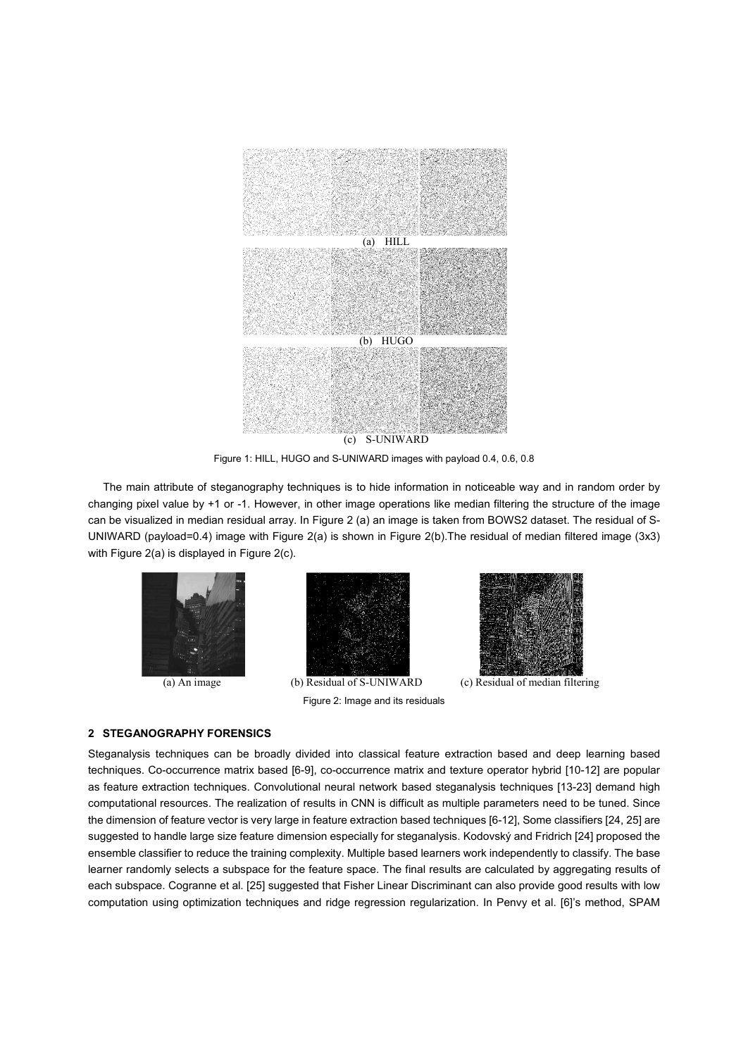(a) HILL

(b) HUGO

(c) S-UNIWARD

Figure 1: HILL, HUGO and S-UNIWARD images with payload 0.4, 0.6, 0.8

The main attribute of steganography techniques is to hide information in noticeable way and in random order by changing pixel value by +1 or -1. However, in other image operations like median filtering the structure of the image can be visualized in median residual array. In Figure 2 (a) an image is taken from BOWS2 dataset. The residual of S-UNIWARD (payload=0.4) image with Figure 2(a) is shown in Figure 2(b).The residual of median filtered image (3x3) with Figure 2(a) is displayed in Figure 2(c).

(a) An image (b) Residual of S-UNIWARD (c) Residual of median filtering

Figure 2: Image and its residuals

## 2 STEGANOGRAPHY FORENSICS

Steganalysis techniques can be broadly divided into classical feature extraction based and deep learning based techniques. Co-occurrence matrix based [6-9], co-occurrence matrix and texture operator hybrid [10-12] are popular as feature extraction techniques. Convolutional neural network based steganalysis techniques [13-23] demand high computational resources. The realization of results in CNN is difficult as multiple parameters need to be tuned. Since the dimension of feature vector is very large in feature extraction based techniques [6-12], Some classifiers [24, 25] are suggested to handle large size feature dimension especially for steganalysis. Kodovský and Fridrich [24] proposed the ensemble classifier to reduce the training complexity. Multiple based learners work independently to classify. The base learner randomly selects a subspace for the feature space. The final results are calculated by aggregating results of each subspace. Cogranne et al. [25] suggested that Fisher Linear Discriminant can also provide good results with low computation using optimization techniques and ridge regression regularization. In Penvy et al. [6]'s method, SPAM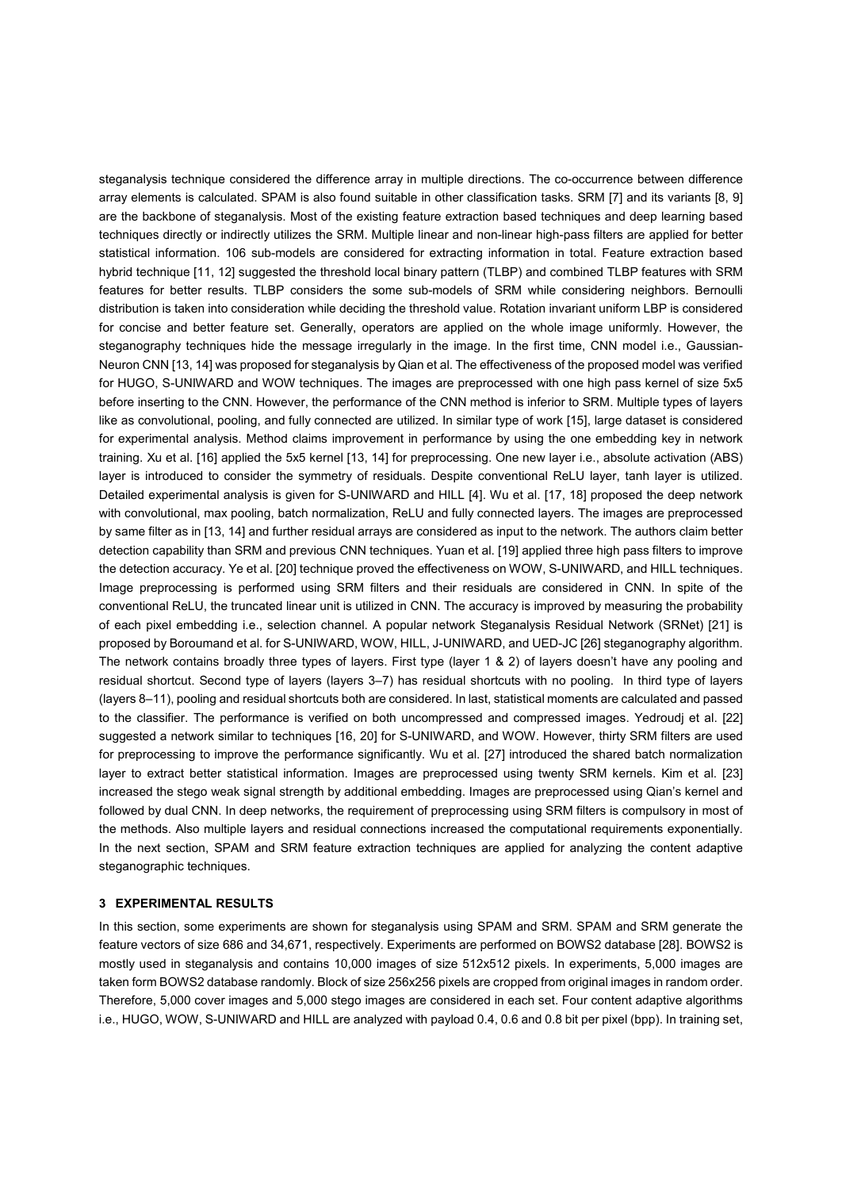steganalysis technique considered the difference array in multiple directions. The co-occurrence between difference array elements is calculated. SPAM is also found suitable in other classification tasks. SRM [7] and its variants [8, 9] are the backbone of steganalysis. Most of the existing feature extraction based techniques and deep learning based techniques directly or indirectly utilizes the SRM. Multiple linear and non-linear high-pass filters are applied for better statistical information. 106 sub-models are considered for extracting information in total. Feature extraction based hybrid technique [11, 12] suggested the threshold local binary pattern (TLBP) and combined TLBP features with SRM features for better results. TLBP considers the some sub-models of SRM while considering neighbors. Bernoulli distribution is taken into consideration while deciding the threshold value. Rotation invariant uniform LBP is considered for concise and better feature set. Generally, operators are applied on the whole image uniformly. However, the steganography techniques hide the message irregularly in the image. In the first time, CNN model i.e., Gaussian-Neuron CNN [13, 14] was proposed for steganalysis by Qian et al. The effectiveness of the proposed model was verified for HUGO, S-UNIWARD and WOW techniques. The images are preprocessed with one high pass kernel of size 5x5 before inserting to the CNN. However, the performance of the CNN method is inferior to SRM. Multiple types of layers like as convolutional, pooling, and fully connected are utilized. In similar type of work [15], large dataset is considered for experimental analysis. Method claims improvement in performance by using the one embedding key in network training. Xu et al. [16] applied the 5x5 kernel [13, 14] for preprocessing. One new layer i.e., absolute activation (ABS) layer is introduced to consider the symmetry of residuals. Despite conventional ReLU layer, tanh layer is utilized. Detailed experimental analysis is given for S-UNIWARD and HILL [4]. Wu et al. [17, 18] proposed the deep network with convolutional, max pooling, batch normalization, ReLU and fully connected layers. The images are preprocessed by same filter as in [13, 14] and further residual arrays are considered as input to the network. The authors claim better detection capability than SRM and previous CNN techniques. Yuan et al. [19] applied three high pass filters to improve the detection accuracy. Ye et al. [20] technique proved the effectiveness on WOW, S-UNIWARD, and HILL techniques. Image preprocessing is performed using SRM filters and their residuals are considered in CNN. In spite of the conventional ReLU, the truncated linear unit is utilized in CNN. The accuracy is improved by measuring the probability of each pixel embedding i.e., selection channel. A popular network Steganalysis Residual Network (SRNet) [21] is proposed by Boroumand et al. for S-UNIWARD, WOW, HILL, J-UNIWARD, and UED-JC [26] steganography algorithm. The network contains broadly three types of layers. First type (layer 1 & 2) of layers doesn't have any pooling and residual shortcut. Second type of layers (layers 3–7) has residual shortcuts with no pooling. In third type of layers (layers 8–11), pooling and residual shortcuts both are considered. In last, statistical moments are calculated and passed to the classifier. The performance is verified on both uncompressed and compressed images. Yedroudj et al. [22] suggested a network similar to techniques [16, 20] for S-UNIWARD, and WOW. However, thirty SRM filters are used for preprocessing to improve the performance significantly. Wu et al. [27] introduced the shared batch normalization layer to extract better statistical information. Images are preprocessed using twenty SRM kernels. Kim et al. [23] increased the stego weak signal strength by additional embedding. Images are preprocessed using Qian's kernel and followed by dual CNN. In deep networks, the requirement of preprocessing using SRM filters is compulsory in most of the methods. Also multiple layers and residual connections increased the computational requirements exponentially. In the next section, SPAM and SRM feature extraction techniques are applied for analyzing the content adaptive steganographic techniques.

## 3 EXPERIMENTAL RESULTS

In this section, some experiments are shown for steganalysis using SPAM and SRM. SPAM and SRM generate the feature vectors of size 686 and 34,671, respectively. Experiments are performed on BOWS2 database [28]. BOWS2 is mostly used in steganalysis and contains 10,000 images of size 512x512 pixels. In experiments, 5,000 images are taken form BOWS2 database randomly. Block of size 256x256 pixels are cropped from original images in random order. Therefore, 5,000 cover images and 5,000 stego images are considered in each set. Four content adaptive algorithms i.e., HUGO, WOW, S-UNIWARD and HILL are analyzed with payload 0.4, 0.6 and 0.8 bit per pixel (bpp). In training set,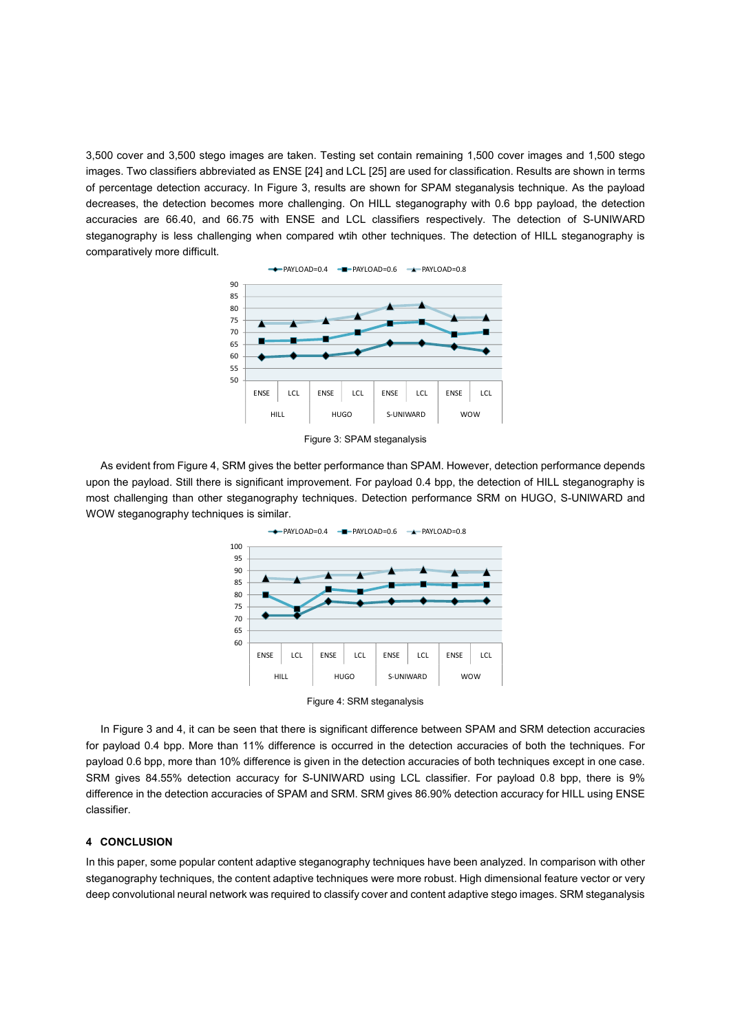3,500 cover and 3,500 stego images are taken. Testing set contain remaining 1,500 cover images and 1,500 stego images. Two classifiers abbreviated as ENSE [24] and LCL [25] are used for classification. Results are shown in terms of percentage detection accuracy. In Figure 3, results are shown for SPAM steganalysis technique. As the payload decreases, the detection becomes more challenging. On HILL steganography with 0.6 bpp payload, the detection accuracies are 66.40, and 66.75 with ENSE and LCL classifiers respectively. The detection of S-UNIWARD steganography is less challenging when compared wtih other techniques. The detection of HILL steganography is comparatively more difficult.

Figure 3: SPAM steganalysis

As evident from Figure 4, SRM gives the better performance than SPAM. However, detection performance depends upon the payload. Still there is significant improvement. For payload 0.4 bpp, the detection of HILL steganography is most challenging than other steganography techniques. Detection performance SRM on HUGO, S-UNIWARD and WOW steganography techniques is similar.

Figure 4: SRM steganalysis

In Figure 3 and 4, it can be seen that there is significant difference between SPAM and SRM detection accuracies for payload 0.4 bpp. More than 11% difference is occurred in the detection accuracies of both the techniques. For payload 0.6 bpp, more than 10% difference is given in the detection accuracies of both techniques except in one case. SRM gives 84.55% detection accuracy for S-UNIWARD using LCL classifier. For payload 0.8 bpp, there is 9% difference in the detection accuracies of SPAM and SRM. SRM gives 86.90% detection accuracy for HILL using ENSE classifier.

## 4 CONCLUSION

In this paper, some popular content adaptive steganography techniques have been analyzed. In comparison with other steganography techniques, the content adaptive techniques were more robust. High dimensional feature vector or very deep convolutional neural network was required to classify cover and content adaptive stego images. SRM steganalysis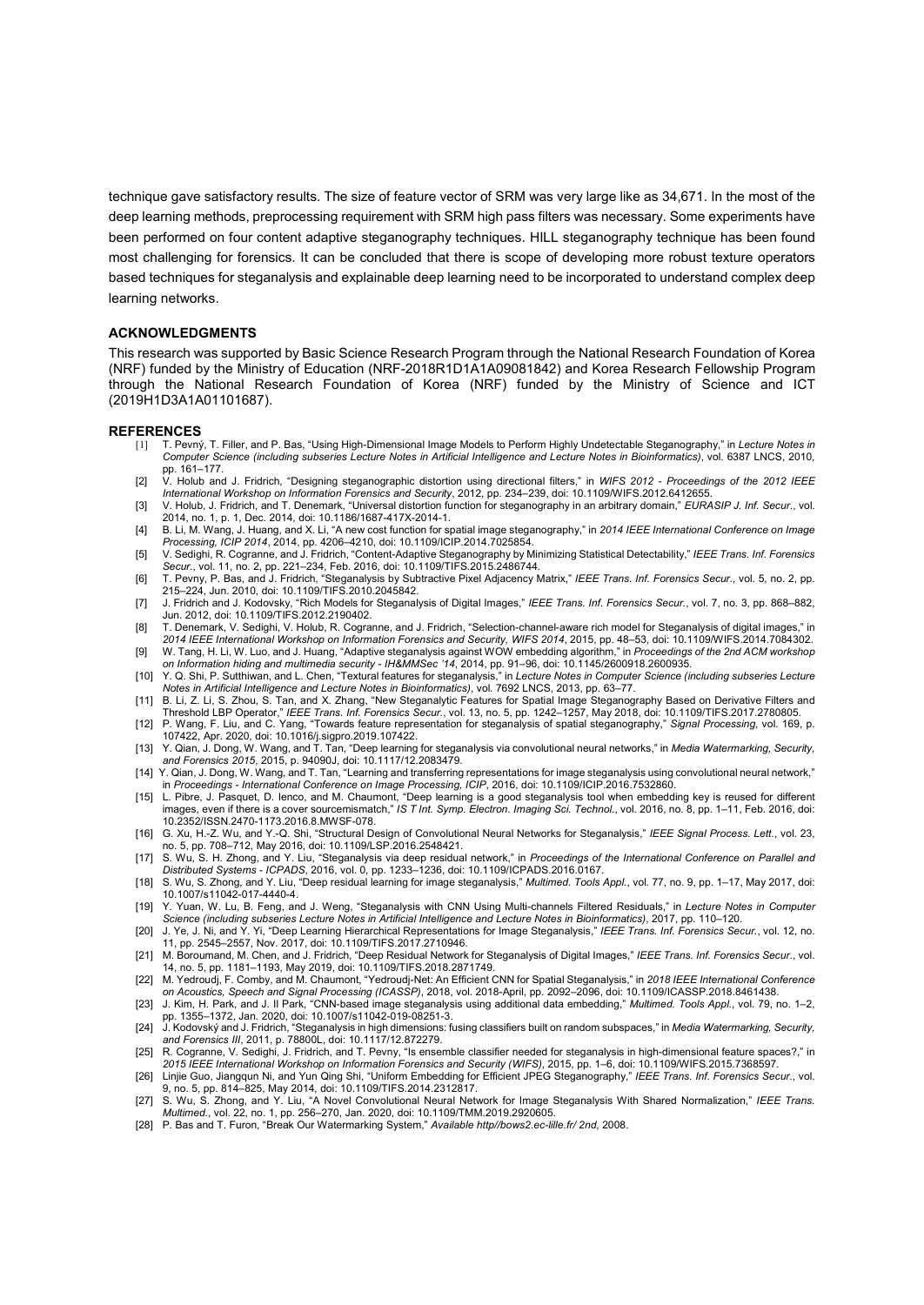technique gave satisfactory results. The size of feature vector of SRM was very large like as 34,671. In the most of the deep learning methods, preprocessing requirement with SRM high pass filters was necessary. Some experiments have been performed on four content adaptive steganography techniques. HILL steganography technique has been found most challenging for forensics. It can be concluded that there is scope of developing more robust texture operators based techniques for steganalysis and explainable deep learning need to be incorporated to understand complex deep learning networks.

## ACKNOWLEDGMENTS

This research was supported by Basic Science Research Program through the National Research Foundation of Korea (NRF) funded by the Ministry of Education (NRF-2018R1D1A1A09081842) and Korea Research Fellowship Program through the National Research Foundation of Korea (NRF) funded by the Ministry of Science and ICT (2019H1D3A1A01101687).

## REFERENCES

[1] T. Pevný, T. Filler, and P. Bas, "Using High-Dimensional Image Models to Perform Highly Undetectable Steganography," in *Lecture Notes in Computer Science (including subseries Lecture Notes in Artificial Intelligence and Lecture Notes in Bioinformatics)*, vol. 6387 LNCS, 2010, pp. 161–177.

[2] V. Holub and J. Fridrich, "Designing steganographic distortion using directional filters," in *WIFS 2012 - Proceedings of the 2012 IEEE International Workshop on Information Forensics and Security*, 2012, pp. 234–239, doi: 10.1109/WIFS.2012.6412655.

[3] V. Holub, J. Fridrich, and T. Denemark, "Universal distortion function for steganography in an arbitrary domain," *EURASIP J. Inf. Secur.*, vol. 2014, no. 1, p. 1, Dec. 2014, doi: 10.1186/1687-417X-2014-1.

[4] B. Li, M. Wang, J. Huang, and X. Li, "A new cost function for spatial image steganography," in *2014 IEEE International Conference on Image Processing, ICIP 2014*, 2014, pp. 4206–4210, doi: 10.1109/ICIP.2014.7025854.

[5] V. Sedighi, R. Cogranne, and J. Fridrich, "Content-Adaptive Steganography by Minimizing Statistical Detectability," *IEEE Trans. Inf. Forensics Secur.*, vol. 11, no. 2, pp. 221–234, Feb. 2016, doi: 10.1109/TIFS.2015.2486744.

[6] T. Pevny, P. Bas, and J. Fridrich, "Steganalysis by Subtractive Pixel Adjacency Matrix," *IEEE Trans. Inf. Forensics Secur.*, vol. 5, no. 2, pp. 215–224, Jun. 2010, doi: 10.1109/TIFS.2010.2045842.

[7] J. Fridrich and J. Kodovsky, "Rich Models for Steganalysis of Digital Images," *IEEE Trans. Inf. Forensics Secur.*, vol. 7, no. 3, pp. 868–882, Jun. 2012, doi: 10.1109/TIFS.2012.2190402.

[8] T. Denemark, V. Sedighi, V. Holub, R. Cogranne, and J. Fridrich, "Selection-channel-aware rich model for Steganalysis of digital images," in *2014 IEEE International Workshop on Information Forensics and Security, WIFS 2014*, 2015, pp. 48–53, doi: 10.1109/WIFS.2014.7084302.

[9] W. Tang, H. Li, W. Luo, and J. Huang, "Adaptive steganalysis against WOW embedding algorithm," in *Proceedings of the 2nd ACM workshop on Information hiding and multimedia security - IH&MMSec '14*, 2014, pp. 91–96, doi: 10.1145/2600918.2600935.

[10] Y. Q. Shi, P. Sutthiwan, and L. Chen, "Textural features for steganalysis," in *Lecture Notes in Computer Science (including subseries Lecture Notes in Artificial Intelligence and Lecture Notes in Bioinformatics)*, vol. 7692 LNCS, 2013, pp. 63–77.

[11] B. Li, Z. Li, S. Zhou, S. Tan, and X. Zhang, "New Steganalytic Features for Spatial Image Steganography Based on Derivative Filters and Threshold LBP Operator," *IEEE Trans. Inf. Forensics Secur.*, vol. 13, no. 5, pp. 1242–1257, May 2018, doi: 10.1109/TIFS.2017.2780805.

[12] P. Wang, F. Liu, and C. Yang, "Towards feature representation for steganalysis of spatial steganography," *Signal Processing*, vol. 169, p. 107422, Apr. 2020, doi: 10.1016/j.sigpro.2019.107422.

[13] Y. Qian, J. Dong, W. Wang, and T. Tan, "Deep learning for steganalysis via convolutional neural networks," in *Media Watermarking, Security, and Forensics 2015*, 2015, p. 94090J, doi: 10.1117/12.2083479.

[14] Y. Qian, J. Dong, W. Wang, and T. Tan, "Learning and transferring representations for image steganalysis using convolutional neural network," in *Proceedings - International Conference on Image Processing, ICIP*, 2016, doi: 10.1109/ICIP.2016.7532860.

[15] L. Pibre, J. Pasquet, D. Ienco, and M. Chaumont, "Deep learning is a good steganalysis tool when embedding key is reused for different images, even if there is a cover sourcemismatch," *IS T Int. Symp. Electron. Imaging Sci. Technol.*, vol. 2016, no. 8, pp. 1–11, Feb. 2016, doi: 10.2352/ISSN.2470-1173.2016.8.MWSF-078.

[16] G. Xu, H.-Z. Wu, and Y.-Q. Shi, "Structural Design of Convolutional Neural Networks for Steganalysis," *IEEE Signal Process. Lett.*, vol. 23, no. 5, pp. 708–712, May 2016, doi: 10.1109/LSP.2016.2548421.

[17] S. Wu, S. H. Zhong, and Y. Liu, "Steganalysis via deep residual network," in *Proceedings of the International Conference on Parallel and Distributed Systems - ICPADS*, 2016, vol. 0, pp. 1233–1236, doi: 10.1109/ICPADS.2016.0167.

[18] S. Wu, S. Zhong, and Y. Liu, "Deep residual learning for image steganalysis," *Multimed. Tools Appl.*, vol. 77, no. 9, pp. 1–17, May 2017, doi: 10.1007/s11042-017-4440-4.

[19] Y. Yuan, W. Lu, B. Feng, and J. Weng, "Steganalysis with CNN Using Multi-channels Filtered Residuals," in *Lecture Notes in Computer Science (including subseries Lecture Notes in Artificial Intelligence and Lecture Notes in Bioinformatics)*, 2017, pp. 110–120.

[20] J. Ye, J. Ni, and Y. Yi, "Deep Learning Hierarchical Representations for Image Steganalysis," *IEEE Trans. Inf. Forensics Secur.*, vol. 12, no. 11, pp. 2545–2557, Nov. 2017, doi: 10.1109/TIFS.2017.2710946.

[21] M. Boroumand, M. Chen, and J. Fridrich, "Deep Residual Network for Steganalysis of Digital Images," *IEEE Trans. Inf. Forensics Secur.*, vol. 14, no. 5, pp. 1181–1193, May 2019, doi: 10.1109/TIFS.2018.2871749.

[22] M. Yedroudj, F. Comby, and M. Chaumont, "Yedroudj-Net: An Efficient CNN for Spatial Steganalysis," in *2018 IEEE International Conference on Acoustics, Speech and Signal Processing (ICASSP)*, 2018, vol. 2018-April, pp. 2092–2096, doi: 10.1109/ICASSP.2018.8461438.

[23] J. Kim, H. Park, and J. Il Park, "CNN-based image steganalysis using additional data embedding," *Multimed. Tools Appl.*, vol. 79, no. 1–2, pp. 1355–1372, Jan. 2020, doi: 10.1007/s11042-019-08251-3.

[24] J. Kodovský and J. Fridrich, "Steganalysis in high dimensions: fusing classifiers built on random subspaces," in *Media Watermarking, Security, and Forensics III*, 2011, p. 78800L, doi: 10.1117/12.872279.

[25] R. Cogranne, V. Sedighi, J. Fridrich, and T. Pevny, "Is ensemble classifier needed for steganalysis in high-dimensional feature spaces?," in *2015 IEEE International Workshop on Information Forensics and Security (WIFS)*, 2015, pp. 1–6, doi: 10.1109/WIFS.2015.7368597.

[26] Linjie Guo, Jiangqun Ni, and Yun Qing Shi, "Uniform Embedding for Efficient JPEG Steganography," *IEEE Trans. Inf. Forensics Secur.*, vol. 9, no. 5, pp. 814–825, May 2014, doi: 10.1109/TIFS.2014.2312817.

[27] S. Wu, S. Zhong, and Y. Liu, "A Novel Convolutional Neural Network for Image Steganalysis With Shared Normalization," *IEEE Trans. Multimed.*, vol. 22, no. 1, pp. 256–270, Jan. 2020, doi: 10.1109/TMM.2019.2920605.

[28] P. Bas and T. Furon, "Break Our Watermarking System," *Available http//bows2.ec-lille.fr/ 2nd*, 2008.